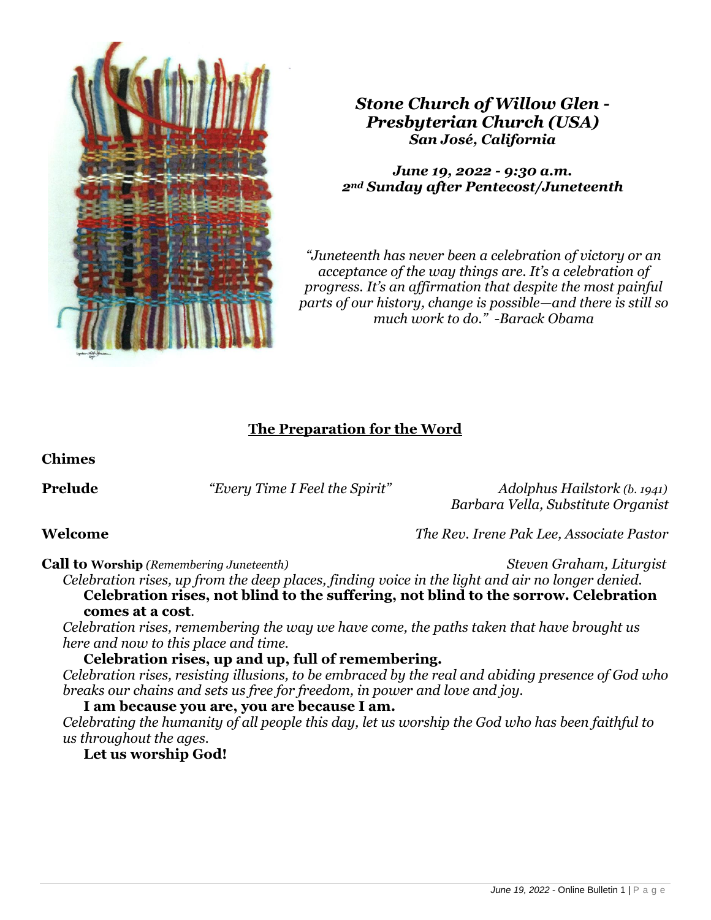***Stone Church of Willow Glen - Presbyterian Church (USA)***
***San José, California***

***June 19, 2022 - 9:30 a.m.***
***2nd Sunday after Pentecost/Juneteenth***

*"Juneteenth has never been a celebration of victory or an acceptance of the way things are. It's a celebration of progress. It's an affirmation that despite the most painful parts of our history, change is possible—and there is still so much work to do." -Barack Obama*

## The Preparation for the Word

**Chimes**

**Prelude** *"Every Time I Feel the Spirit"* *Adolphus Hailstork (b. 1941)*
*Barbara Vella, Substitute Organist*

**Welcome** *The Rev. Irene Pak Lee, Associate Pastor*

**Call to Worship** *(Remembering Juneteenth)* *Steven Graham, Liturgist*

*Celebration rises, up from the deep places, finding voice in the light and air no longer denied.*

**Celebration rises, not blind to the suffering, not blind to the sorrow. Celebration comes at a cost.**

*Celebration rises, remembering the way we have come, the paths taken that have brought us here and now to this place and time.*

**Celebration rises, up and up, full of remembering.**

*Celebration rises, resisting illusions, to be embraced by the real and abiding presence of God who breaks our chains and sets us free for freedom, in power and love and joy.*

**I am because you are, you are because I am.**

*Celebrating the humanity of all people this day, let us worship the God who has been faithful to us throughout the ages.*

**Let us worship God!**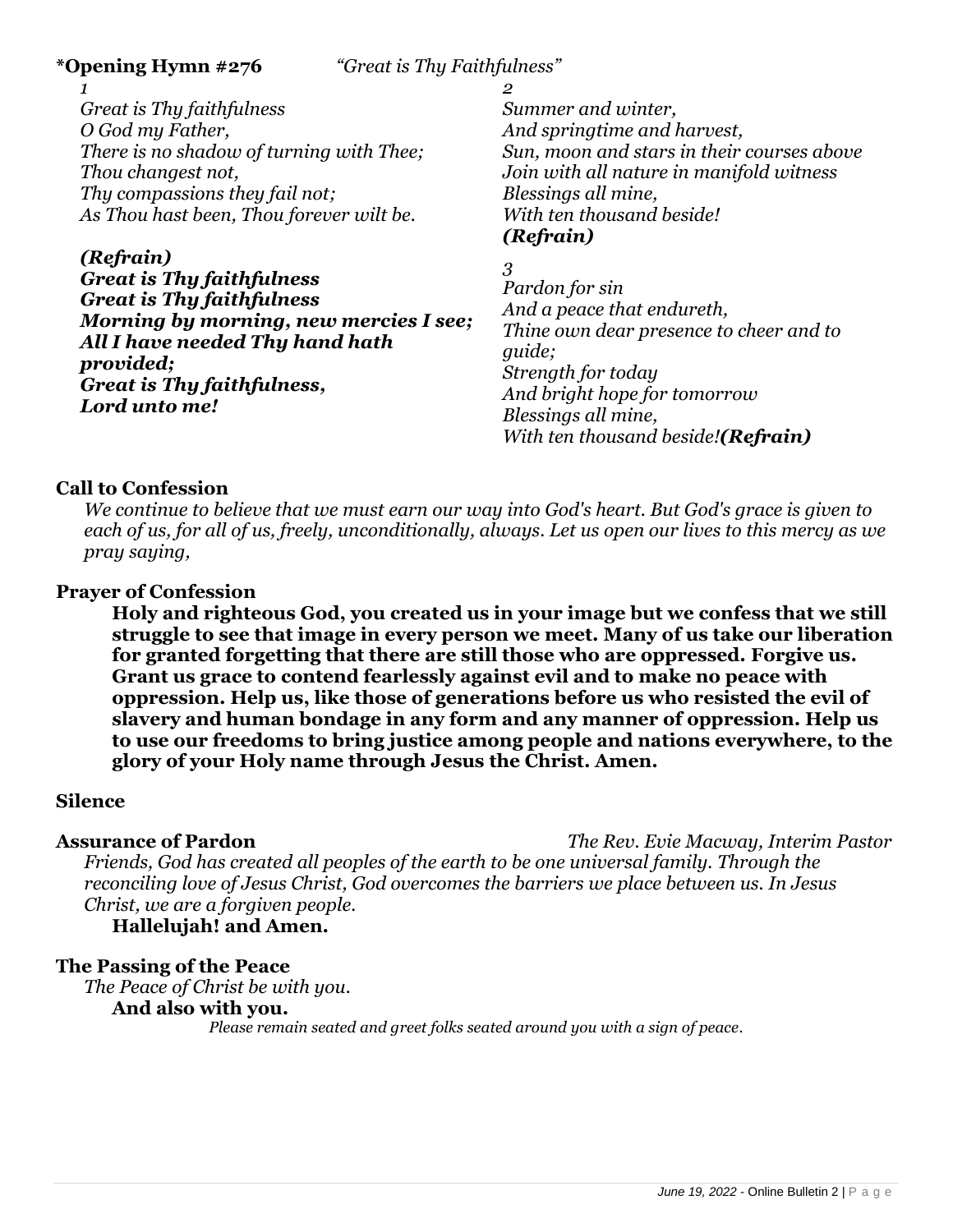**\*Opening Hymn #276** *"Great is Thy Faithfulness"*

*1*
*Great is Thy faithfulness*
*O God my Father,*
*There is no shadow of turning with Thee;*
*Thou changest not,*
*Thy compassions they fail not;*
*As Thou hast been, Thou forever wilt be.*

***(Refrain)***
***Great is Thy faithfulness***
***Great is Thy faithfulness***
***Morning by morning, new mercies I see;***
***All I have needed Thy hand hath provided;***
***Great is Thy faithfulness,***
***Lord unto me!***

*2*
*Summer and winter,*
*And springtime and harvest,*
*Sun, moon and stars in their courses above*
*Join with all nature in manifold witness*
*Blessings all mine,*
*With ten thousand beside!*
***(Refrain)***

*3*
*Pardon for sin*
*And a peace that endureth,*
*Thine own dear presence to cheer and to guide;*
*Strength for today*
*And bright hope for tomorrow*
*Blessings all mine,*
*With ten thousand beside!**(Refrain)***

**Call to Confession**

*We continue to believe that we must earn our way into God's heart. But God's grace is given to each of us, for all of us, freely, unconditionally, always. Let us open our lives to this mercy as we pray saying,*

**Prayer of Confession**

**Holy and righteous God, you created us in your image but we confess that we still struggle to see that image in every person we meet. Many of us take our liberation for granted forgetting that there are still those who are oppressed. Forgive us. Grant us grace to contend fearlessly against evil and to make no peace with oppression. Help us, like those of generations before us who resisted the evil of slavery and human bondage in any form and any manner of oppression. Help us to use our freedoms to bring justice among people and nations everywhere, to the glory of your Holy name through Jesus the Christ. Amen.**

**Silence**

**Assurance of Pardon** *The Rev. Evie Macway, Interim Pastor*

*Friends, God has created all peoples of the earth to be one universal family. Through the reconciling love of Jesus Christ, God overcomes the barriers we place between us. In Jesus Christ, we are a forgiven people.*

**Hallelujah! and Amen.**

**The Passing of the Peace**

*The Peace of Christ be with you.*

**And also with you.**

*Please remain seated and greet folks seated around you with a sign of peace.*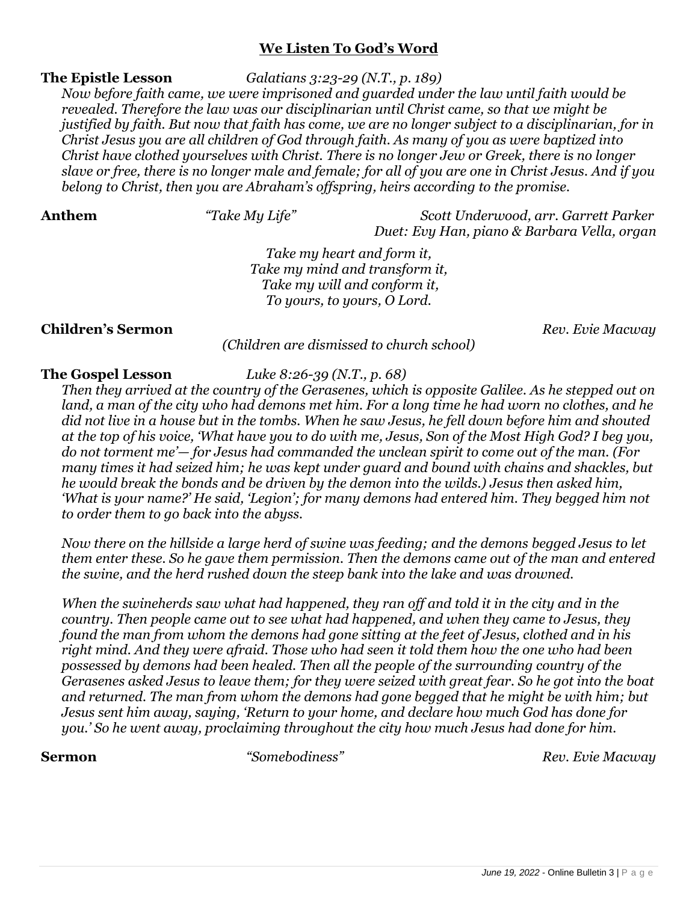## We Listen To God's Word

**The Epistle Lesson** *Galatians 3:23-29 (N.T., p. 189)*

*Now before faith came, we were imprisoned and guarded under the law until faith would be revealed. Therefore the law was our disciplinarian until Christ came, so that we might be justified by faith. But now that faith has come, we are no longer subject to a disciplinarian, for in Christ Jesus you are all children of God through faith. As many of you as were baptized into Christ have clothed yourselves with Christ. There is no longer Jew or Greek, there is no longer slave or free, there is no longer male and female; for all of you are one in Christ Jesus. And if you belong to Christ, then you are Abraham's offspring, heirs according to the promise.*

**Anthem** *"Take My Life"* *Scott Underwood, arr. Garrett Parker*
*Duet: Evy Han, piano & Barbara Vella, organ*

*Take my heart and form it,*
*Take my mind and transform it,*
*Take my will and conform it,*
*To yours, to yours, O Lord.*

**Children's Sermon** *Rev. Evie Macway*

*(Children are dismissed to church school)*

**The Gospel Lesson** *Luke 8:26-39 (N.T., p. 68)*

*Then they arrived at the country of the Gerasenes, which is opposite Galilee. As he stepped out on land, a man of the city who had demons met him. For a long time he had worn no clothes, and he did not live in a house but in the tombs. When he saw Jesus, he fell down before him and shouted at the top of his voice, 'What have you to do with me, Jesus, Son of the Most High God? I beg you, do not torment me'— for Jesus had commanded the unclean spirit to come out of the man. (For many times it had seized him; he was kept under guard and bound with chains and shackles, but he would break the bonds and be driven by the demon into the wilds.) Jesus then asked him, 'What is your name?' He said, 'Legion'; for many demons had entered him. They begged him not to order them to go back into the abyss.*

*Now there on the hillside a large herd of swine was feeding; and the demons begged Jesus to let them enter these. So he gave them permission. Then the demons came out of the man and entered the swine, and the herd rushed down the steep bank into the lake and was drowned.*

*When the swineherds saw what had happened, they ran off and told it in the city and in the country. Then people came out to see what had happened, and when they came to Jesus, they found the man from whom the demons had gone sitting at the feet of Jesus, clothed and in his right mind. And they were afraid. Those who had seen it told them how the one who had been possessed by demons had been healed. Then all the people of the surrounding country of the Gerasenes asked Jesus to leave them; for they were seized with great fear. So he got into the boat and returned. The man from whom the demons had gone begged that he might be with him; but Jesus sent him away, saying, 'Return to your home, and declare how much God has done for you.' So he went away, proclaiming throughout the city how much Jesus had done for him.*

**Sermon** *"Somebodiness"* *Rev. Evie Macway*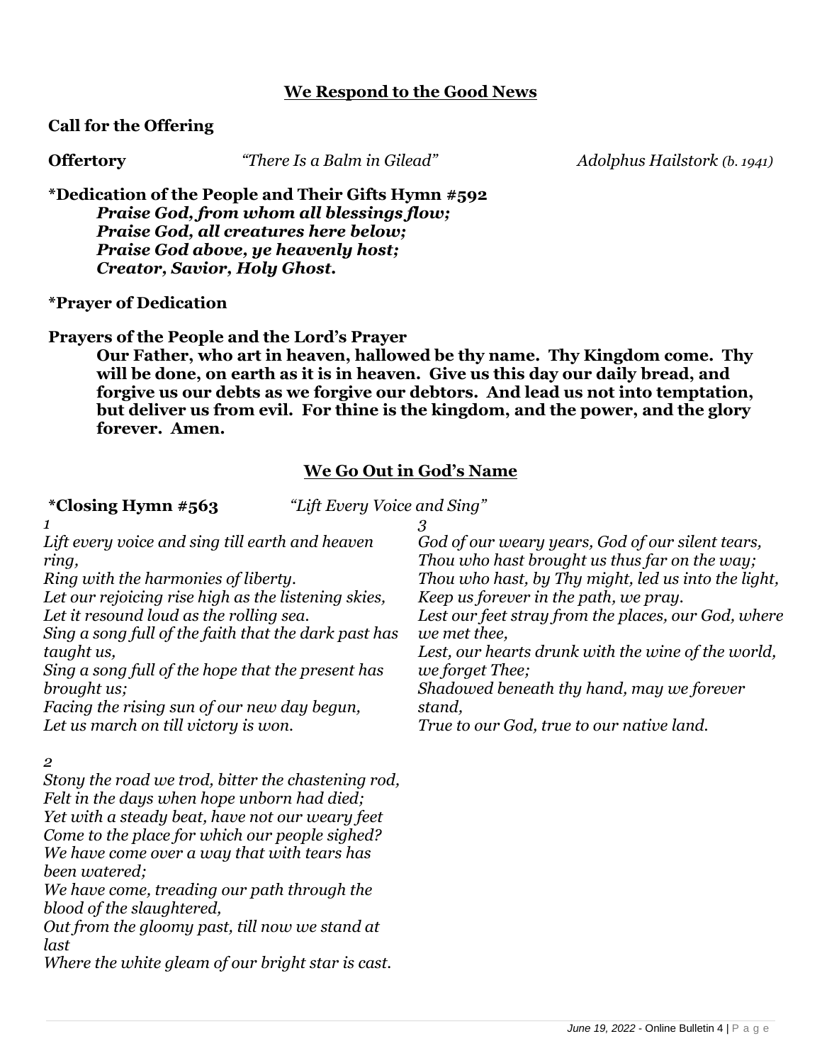## We Respond to the Good News

**Call for the Offering**

**Offertory** *"There Is a Balm in Gilead"* *Adolphus Hailstork (b. 1941)*

**\*Dedication of the People and Their Gifts Hymn #592**

***Praise God, from whom all blessings flow;***
***Praise God, all creatures here below;***
***Praise God above, ye heavenly host;***
***Creator, Savior, Holy Ghost.***

**\*Prayer of Dedication**

**Prayers of the People and the Lord's Prayer**

**Our Father, who art in heaven, hallowed be thy name. Thy Kingdom come. Thy will be done, on earth as it is in heaven. Give us this day our daily bread, and forgive us our debts as we forgive our debtors. And lead us not into temptation, but deliver us from evil. For thine is the kingdom, and the power, and the glory forever. Amen.**

## We Go Out in God's Name

**\*Closing Hymn #563** *"Lift Every Voice and Sing"*

*1*
*Lift every voice and sing till earth and heaven ring,*
*Ring with the harmonies of liberty.*
*Let our rejoicing rise high as the listening skies,*
*Let it resound loud as the rolling sea.*
*Sing a song full of the faith that the dark past has taught us,*
*Sing a song full of the hope that the present has brought us;*
*Facing the rising sun of our new day begun,*
*Let us march on till victory is won.*

*2*
*Stony the road we trod, bitter the chastening rod,*
*Felt in the days when hope unborn had died;*
*Yet with a steady beat, have not our weary feet*
*Come to the place for which our people sighed?*
*We have come over a way that with tears has been watered;*
*We have come, treading our path through the blood of the slaughtered,*
*Out from the gloomy past, till now we stand at last*
*Where the white gleam of our bright star is cast.*

*3*
*God of our weary years, God of our silent tears,*
*Thou who hast brought us thus far on the way;*
*Thou who hast, by Thy might, led us into the light,*
*Keep us forever in the path, we pray.*
*Lest our feet stray from the places, our God, where we met thee,*
*Lest, our hearts drunk with the wine of the world, we forget Thee;*
*Shadowed beneath thy hand, may we forever stand,*
*True to our God, true to our native land.*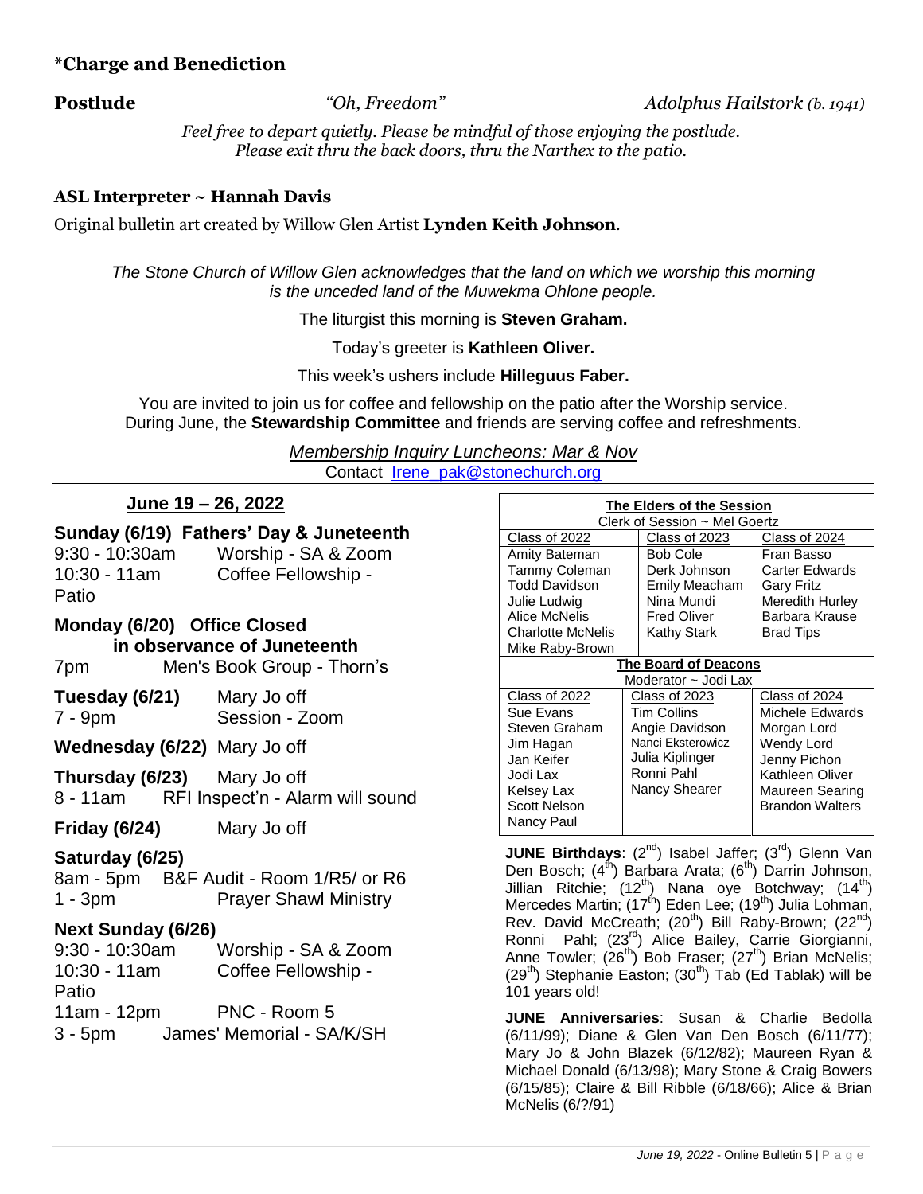**\*Charge and Benediction**

**Postlude** *"Oh, Freedom"* *Adolphus Hailstork (b. 1941)*

*Feel free to depart quietly. Please be mindful of those enjoying the postlude.*
*Please exit thru the back doors, thru the Narthex to the patio.*

**ASL Interpreter ~ Hannah Davis**

Original bulletin art created by Willow Glen Artist **Lynden Keith Johnson**.

---

*The Stone Church of Willow Glen acknowledges that the land on which we worship this morning is the unceded land of the Muwekma Ohlone people.*

The liturgist this morning is **Steven Graham.**

Today's greeter is **Kathleen Oliver.**

This week's ushers include **Hilleguus Faber.**

You are invited to join us for coffee and fellowship on the patio after the Worship service. During June, the **Stewardship Committee** and friends are serving coffee and refreshments.

*Membership Inquiry Luncheons: Mar & Nov*
Contact Irene_pak@stonechurch.org

---

## June 19 – 26, 2022

**Sunday (6/19) Fathers' Day & Juneteenth**
9:30 - 10:30am Worship - SA & Zoom
10:30 - 11am Coffee Fellowship - Patio

**Monday (6/20) Office Closed in observance of Juneteenth**
7pm Men's Book Group - Thorn's

**Tuesday (6/21)** Mary Jo off
7 - 9pm Session - Zoom

**Wednesday (6/22)** Mary Jo off

**Thursday (6/23)** Mary Jo off
8 - 11am RFI Inspect'n - Alarm will sound

**Friday (6/24)** Mary Jo off

**Saturday (6/25)**
8am - 5pm B&F Audit - Room 1/R5/ or R6
1 - 3pm Prayer Shawl Ministry

**Next Sunday (6/26)**
9:30 - 10:30am Worship - SA & Zoom
10:30 - 11am Coffee Fellowship - Patio
11am - 12pm PNC - Room 5
3 - 5pm James' Memorial - SA/K/SH

**The Elders of the Session**
Clerk of Session ~ Mel Goertz

| Class of 2022 | Class of 2023 | Class of 2024 |
|---|---|---|
| Amity Bateman | Bob Cole | Fran Basso |
| Tammy Coleman | Derk Johnson | Carter Edwards |
| Todd Davidson | Emily Meacham | Gary Fritz |
| Julie Ludwig | Nina Mundi | Meredith Hurley |
| Alice McNelis | Fred Oliver | Barbara Krause |
| Charlotte McNelis | Kathy Stark | Brad Tips |
| Mike Raby-Brown | | |

**The Board of Deacons**
Moderator ~ Jodi Lax

| Class of 2022 | Class of 2023 | Class of 2024 |
|---|---|---|
| Sue Evans | Tim Collins | Michele Edwards |
| Steven Graham | Angie Davidson | Morgan Lord |
| Jim Hagan | Nanci Eksterowicz | Wendy Lord |
| Jan Keifer | Julia Kiplinger | Jenny Pichon |
| Jodi Lax | Ronni Pahl | Kathleen Oliver |
| Kelsey Lax | Nancy Shearer | Maureen Searing |
| Scott Nelson | | Brandon Walters |
| Nancy Paul | | |

**JUNE Birthdays**: (2nd) Isabel Jaffer; (3rd) Glenn Van Den Bosch; (4th) Barbara Arata; (6th) Darrin Johnson, Jillian Ritchie; (12th) Nana oye Botchway; (14th) Mercedes Martin; (17th) Eden Lee; (19th) Julia Lohman, Rev. David McCreath; (20th) Bill Raby-Brown; (22nd) Ronni Pahl; (23rd) Alice Bailey, Carrie Giorgianni, Anne Towler; (26th) Bob Fraser; (27th) Brian McNelis; (29th) Stephanie Easton; (30th) Tab (Ed Tablak) will be 101 years old!

**JUNE Anniversaries**: Susan & Charlie Bedolla (6/11/99); Diane & Glen Van Den Bosch (6/11/77); Mary Jo & John Blazek (6/12/82); Maureen Ryan & Michael Donald (6/13/98); Mary Stone & Craig Bowers (6/15/85); Claire & Bill Ribble (6/18/66); Alice & Brian McNelis (6/?/91)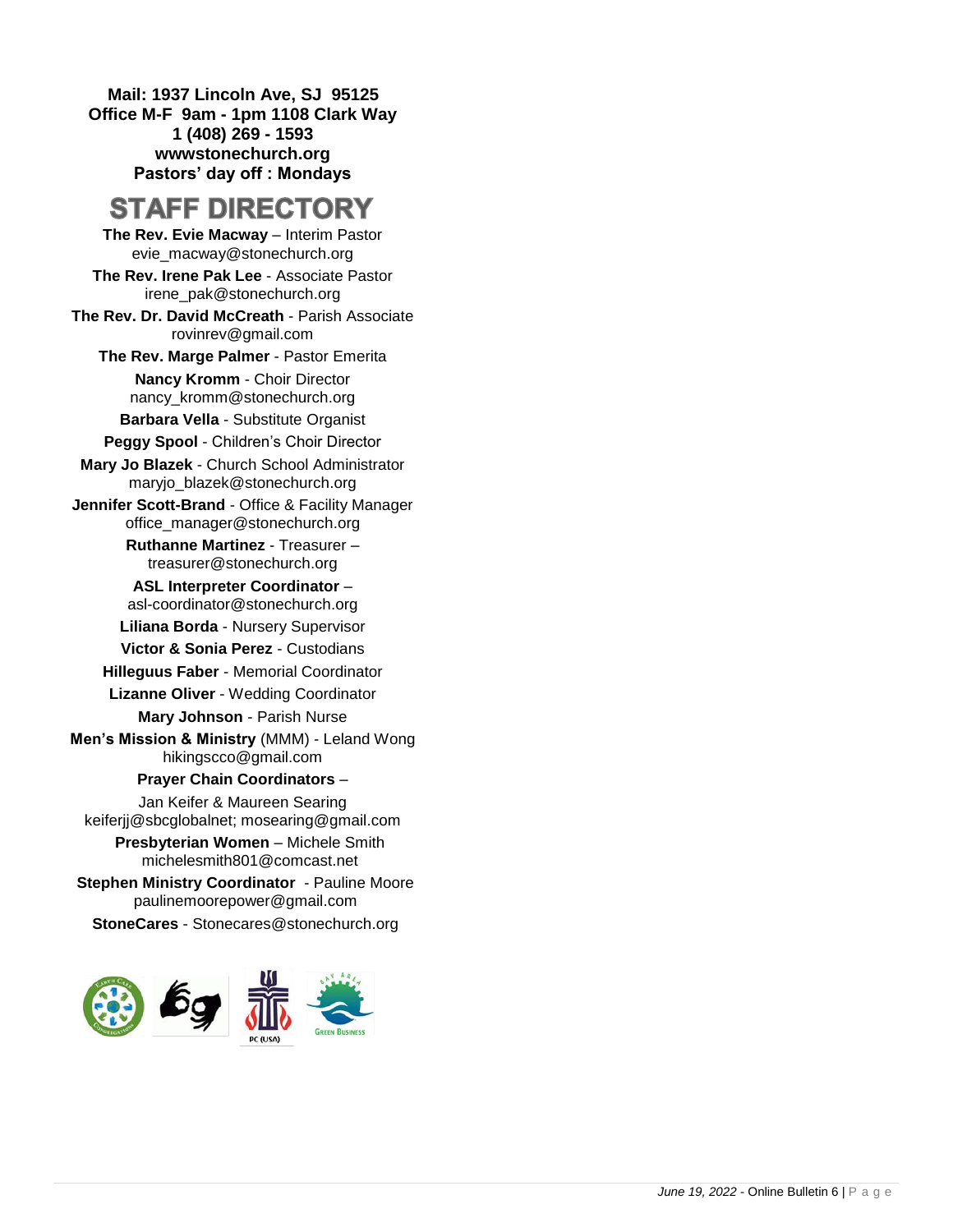**Mail: 1937 Lincoln Ave, SJ  95125**
**Office M-F  9am - 1pm 1108 Clark Way**
**1 (408) 269 - 1593**
**wwwstonechurch.org**
**Pastors' day off : Mondays**

# STAFF DIRECTORY

**The Rev. Evie Macway** – Interim Pastor
evie_macway@stonechurch.org

**The Rev. Irene Pak Lee** - Associate Pastor
irene_pak@stonechurch.org

**The Rev. Dr. David McCreath** - Parish Associate
rovinrev@gmail.com

**The Rev. Marge Palmer** - Pastor Emerita

**Nancy Kromm** - Choir Director
nancy_kromm@stonechurch.org

**Barbara Vella** - Substitute Organist

**Peggy Spool** - Children's Choir Director

**Mary Jo Blazek** - Church School Administrator
maryjo_blazek@stonechurch.org

**Jennifer Scott-Brand** - Office & Facility Manager
office_manager@stonechurch.org

**Ruthanne Martinez** - Treasurer –
treasurer@stonechurch.org

**ASL Interpreter Coordinator** –
asl-coordinator@stonechurch.org

**Liliana Borda** - Nursery Supervisor

**Victor & Sonia Perez** - Custodians

**Hilleguus Faber** - Memorial Coordinator

**Lizanne Oliver** - Wedding Coordinator

**Mary Johnson** - Parish Nurse

**Men's Mission & Ministry** (MMM) - Leland Wong
hikingscco@gmail.com

**Prayer Chain Coordinators** –
Jan Keifer & Maureen Searing
keiferjj@sbcglobalnet; mosearing@gmail.com

**Presbyterian Women** – Michele Smith
michelesmith801@comcast.net

**Stephen Ministry Coordinator** - Pauline Moore
paulinemoorepower@gmail.com

**StoneCares** - Stonecares@stonechurch.org